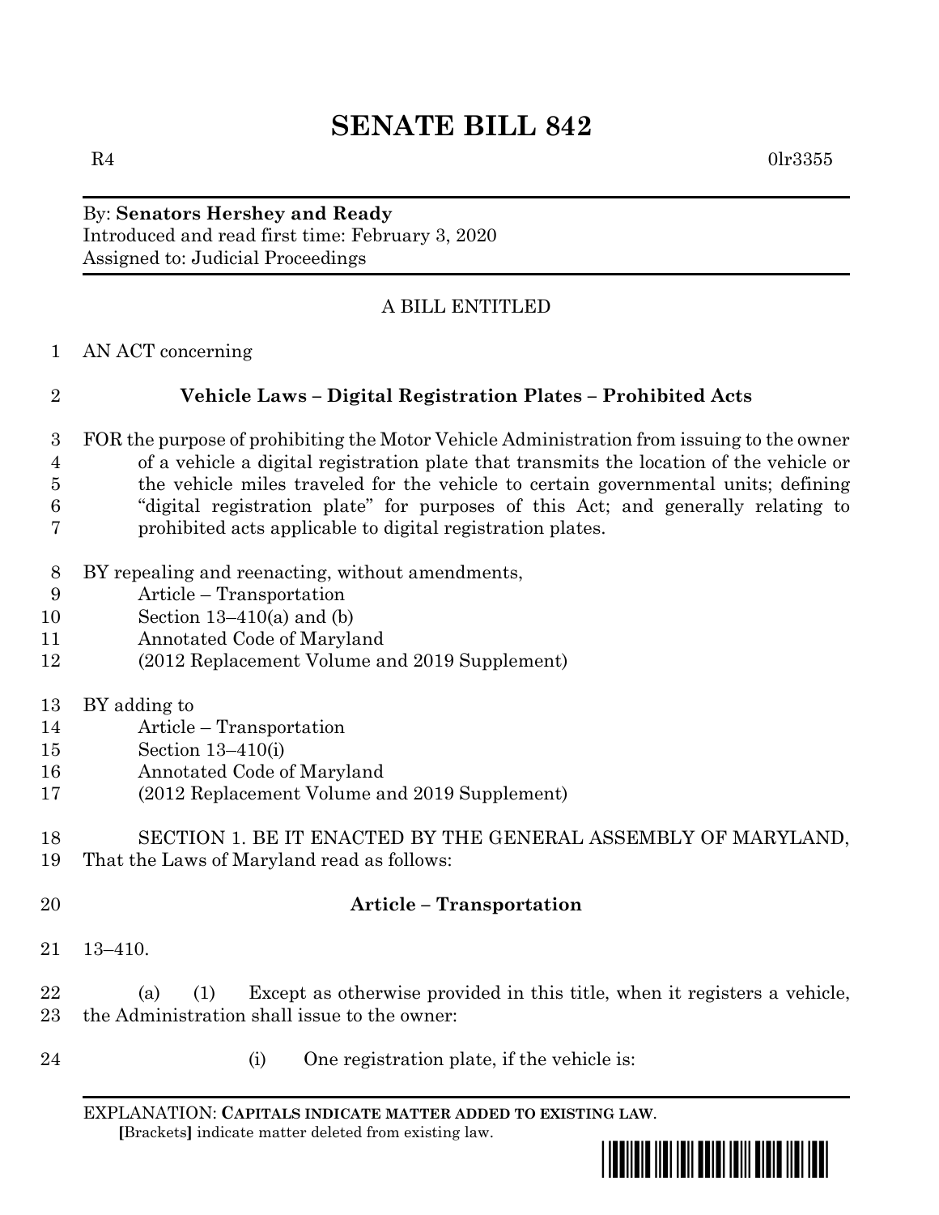# SENATE BILL 842

R4 0lr3355

By: **Senators Hershey and Ready**
Introduced and read first time: February 3, 2020
Assigned to: Judicial Proceedings

A BILL ENTITLED

AN ACT concerning

**Vehicle Laws – Digital Registration Plates – Prohibited Acts**

FOR the purpose of prohibiting the Motor Vehicle Administration from issuing to the owner of a vehicle a digital registration plate that transmits the location of the vehicle or the vehicle miles traveled for the vehicle to certain governmental units; defining "digital registration plate" for purposes of this Act; and generally relating to prohibited acts applicable to digital registration plates.

BY repealing and reenacting, without amendments,
Article – Transportation
Section 13–410(a) and (b)
Annotated Code of Maryland
(2012 Replacement Volume and 2019 Supplement)

BY adding to
Article – Transportation
Section 13–410(i)
Annotated Code of Maryland
(2012 Replacement Volume and 2019 Supplement)

SECTION 1. BE IT ENACTED BY THE GENERAL ASSEMBLY OF MARYLAND, That the Laws of Maryland read as follows:

**Article – Transportation**

13–410.

(a) (1) Except as otherwise provided in this title, when it registers a vehicle, the Administration shall issue to the owner:

(i) One registration plate, if the vehicle is:

EXPLANATION: **CAPITALS INDICATE MATTER ADDED TO EXISTING LAW.**
**[**Brackets**]** indicate matter deleted from existing law.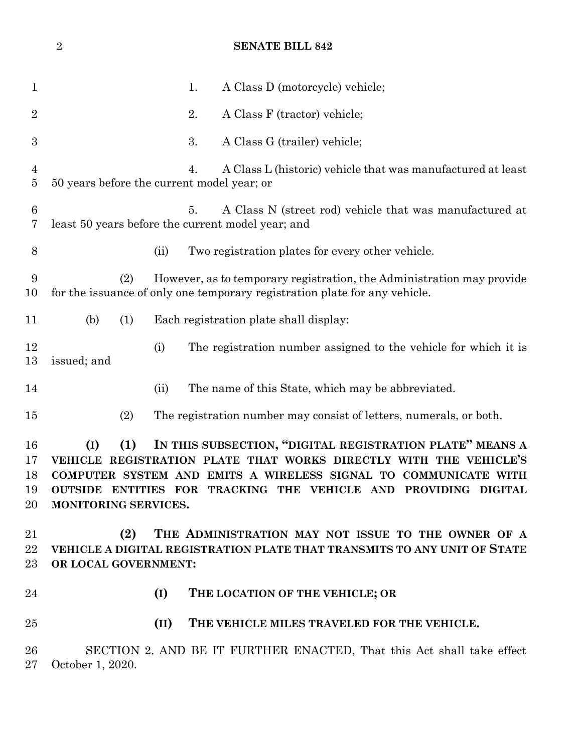1. A Class D (motorcycle) vehicle;

2. A Class F (tractor) vehicle;

3. A Class G (trailer) vehicle;

4. A Class L (historic) vehicle that was manufactured at least 50 years before the current model year; or

5. A Class N (street rod) vehicle that was manufactured at least 50 years before the current model year; and

(ii) Two registration plates for every other vehicle.

(2) However, as to temporary registration, the Administration may provide for the issuance of only one temporary registration plate for any vehicle.

(b) (1) Each registration plate shall display:

(i) The registration number assigned to the vehicle for which it is issued; and

(ii) The name of this State, which may be abbreviated.

(2) The registration number may consist of letters, numerals, or both.

**(I) (1) IN THIS SUBSECTION, "DIGITAL REGISTRATION PLATE" MEANS A VEHICLE REGISTRATION PLATE THAT WORKS DIRECTLY WITH THE VEHICLE'S COMPUTER SYSTEM AND EMITS A WIRELESS SIGNAL TO COMMUNICATE WITH OUTSIDE ENTITIES FOR TRACKING THE VEHICLE AND PROVIDING DIGITAL MONITORING SERVICES.**

**(2) THE ADMINISTRATION MAY NOT ISSUE TO THE OWNER OF A VEHICLE A DIGITAL REGISTRATION PLATE THAT TRANSMITS TO ANY UNIT OF STATE OR LOCAL GOVERNMENT:**

**(I) THE LOCATION OF THE VEHICLE; OR**

**(II) THE VEHICLE MILES TRAVELED FOR THE VEHICLE.**

SECTION 2. AND BE IT FURTHER ENACTED, That this Act shall take effect October 1, 2020.